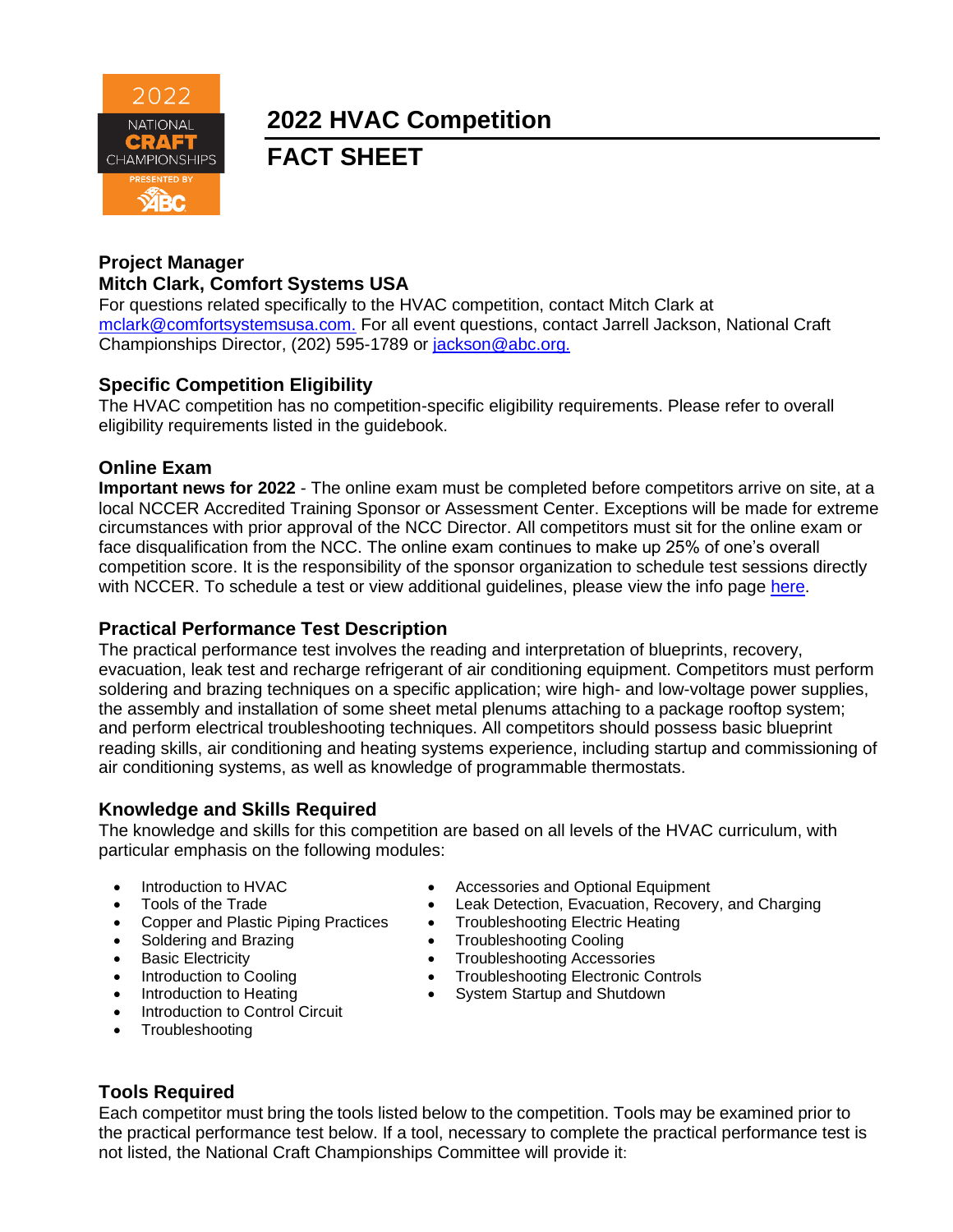# 2022 HVAC Competition

## FACT SHEET

### Project Manager

**Mitch Clark, Comfort Systems USA**

For questions related specifically to the HVAC competition, contact Mitch Clark at mclark@comfortsystemsusa.com. For all event questions, contact Jarrell Jackson, National Craft Championships Director, (202) 595-1789 or jackson@abc.org.

### Specific Competition Eligibility

The HVAC competition has no competition-specific eligibility requirements. Please refer to overall eligibility requirements listed in the guidebook.

### Online Exam

**Important news for 2022** - The online exam must be completed before competitors arrive on site, at a local NCCER Accredited Training Sponsor or Assessment Center. Exceptions will be made for extreme circumstances with prior approval of the NCC Director. All competitors must sit for the online exam or face disqualification from the NCC. The online exam continues to make up 25% of one's overall competition score. It is the responsibility of the sponsor organization to schedule test sessions directly with NCCER. To schedule a test or view additional guidelines, please view the info page here.

### Practical Performance Test Description

The practical performance test involves the reading and interpretation of blueprints, recovery, evacuation, leak test and recharge refrigerant of air conditioning equipment. Competitors must perform soldering and brazing techniques on a specific application; wire high- and low-voltage power supplies, the assembly and installation of some sheet metal plenums attaching to a package rooftop system; and perform electrical troubleshooting techniques. All competitors should possess basic blueprint reading skills, air conditioning and heating systems experience, including startup and commissioning of air conditioning systems, as well as knowledge of programmable thermostats.

### Knowledge and Skills Required

The knowledge and skills for this competition are based on all levels of the HVAC curriculum, with particular emphasis on the following modules:

- Introduction to HVAC
- Tools of the Trade
- Copper and Plastic Piping Practices
- Soldering and Brazing
- Basic Electricity
- Introduction to Cooling
- Introduction to Heating
- Introduction to Control Circuit
- Troubleshooting
- Accessories and Optional Equipment
- Leak Detection, Evacuation, Recovery, and Charging
- Troubleshooting Electric Heating
- Troubleshooting Cooling
- Troubleshooting Accessories
- Troubleshooting Electronic Controls
- System Startup and Shutdown

### Tools Required

Each competitor must bring the tools listed below to the competition. Tools may be examined prior to the practical performance test below. If a tool, necessary to complete the practical performance test is not listed, the National Craft Championships Committee will provide it: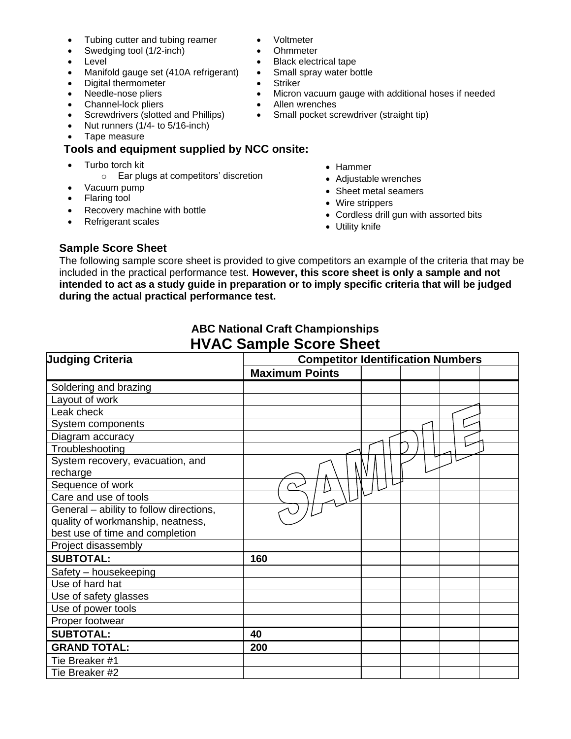- Tubing cutter and tubing reamer
- Swedging tool (1/2-inch)
- Level
- Manifold gauge set (410A refrigerant)
- Digital thermometer
- Needle-nose pliers
- Channel-lock pliers
- Screwdrivers (slotted and Phillips)
- Nut runners (1/4- to 5/16-inch)
- Tape measure
- Voltmeter
- Ohmmeter
- Black electrical tape
- Small spray water bottle
- Striker
- Micron vacuum gauge with additional hoses if needed
- Allen wrenches
- Small pocket screwdriver (straight tip)

### Tools and equipment supplied by NCC onsite:

- Turbo torch kit
  - Ear plugs at competitors' discretion
- Vacuum pump
- Flaring tool
- Recovery machine with bottle
- Refrigerant scales
- Hammer
- Adjustable wrenches
- Sheet metal seamers
- Wire strippers
- Cordless drill gun with assorted bits
- Utility knife

### Sample Score Sheet

The following sample score sheet is provided to give competitors an example of the criteria that may be included in the practical performance test. **However, this score sheet is only a sample and not intended to act as a study guide in preparation or to imply specific criteria that will be judged during the actual practical performance test.**

**ABC National Craft Championships**

## HVAC Sample Score Sheet

SAMPLE

| Judging Criteria | Competitor Identification Numbers | | | | |
|---|---|---|---|---|---|
| | Maximum Points | | | | |
| Soldering and brazing | | | | | |
| Layout of work | | | | | |
| Leak check | | | | | |
| System components | | | | | |
| Diagram accuracy | | | | | |
| Troubleshooting | | | | | |
| System recovery, evacuation, and recharge | | | | | |
| Sequence of work | | | | | |
| Care and use of tools | | | | | |
| General – ability to follow directions, quality of workmanship, neatness, best use of time and completion | | | | | |
| Project disassembly | | | | | |
| **SUBTOTAL:** | **160** | | | | |
| Safety – housekeeping | | | | | |
| Use of hard hat | | | | | |
| Use of safety glasses | | | | | |
| Use of power tools | | | | | |
| Proper footwear | | | | | |
| **SUBTOTAL:** | **40** | | | | |
| **GRAND TOTAL:** | **200** | | | | |
| Tie Breaker #1 | | | | | |
| Tie Breaker #2 | | | | | |